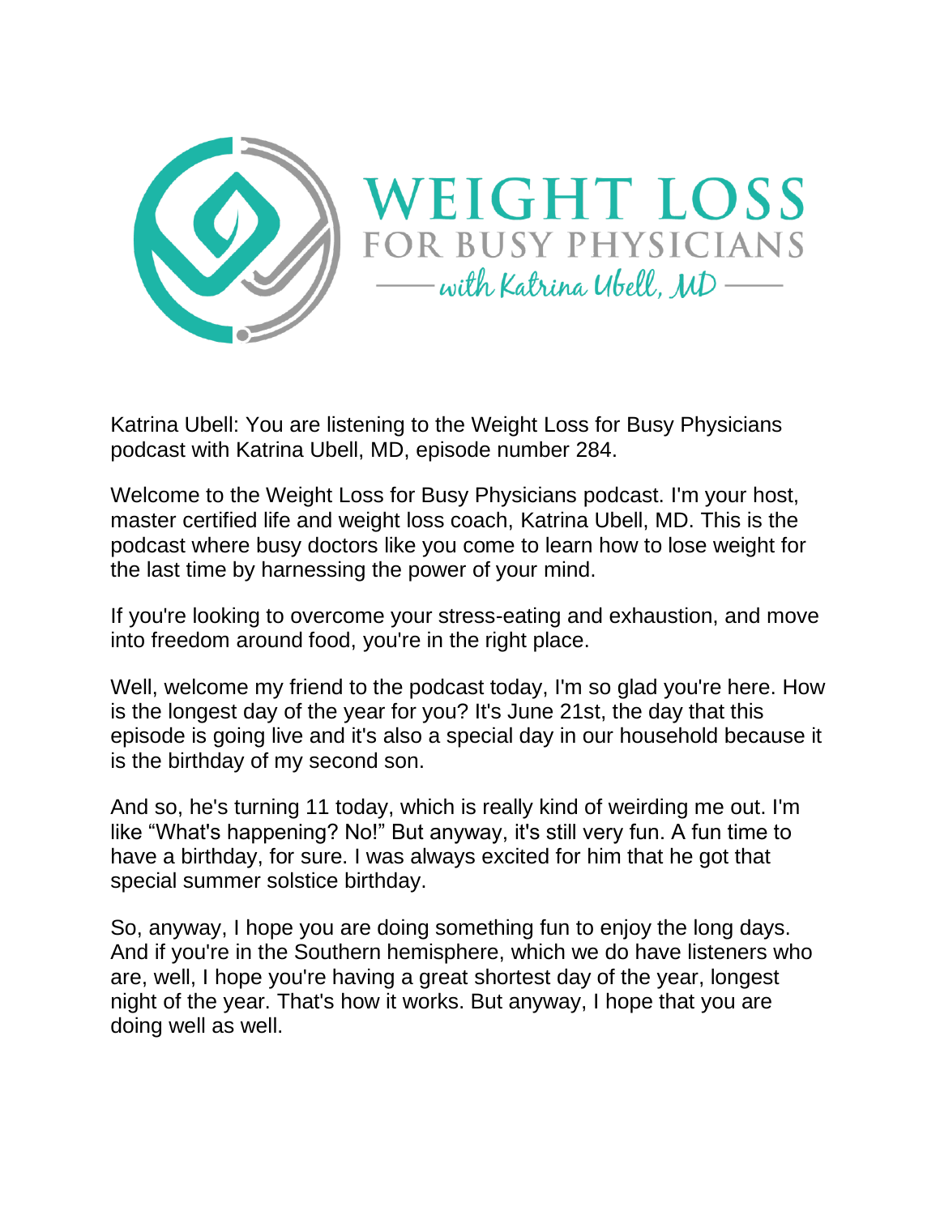# WEIGHT LOSS

## FOR BUSY PHYSICIANS

*with Katrina Ubell, MD*

Katrina Ubell: You are listening to the Weight Loss for Busy Physicians podcast with Katrina Ubell, MD, episode number 284.

Welcome to the Weight Loss for Busy Physicians podcast. I'm your host, master certified life and weight loss coach, Katrina Ubell, MD. This is the podcast where busy doctors like you come to learn how to lose weight for the last time by harnessing the power of your mind.

If you're looking to overcome your stress-eating and exhaustion, and move into freedom around food, you're in the right place.

Well, welcome my friend to the podcast today, I'm so glad you're here. How is the longest day of the year for you? It's June 21st, the day that this episode is going live and it's also a special day in our household because it is the birthday of my second son.

And so, he's turning 11 today, which is really kind of weirding me out. I'm like "What's happening? No!" But anyway, it's still very fun. A fun time to have a birthday, for sure. I was always excited for him that he got that special summer solstice birthday.

So, anyway, I hope you are doing something fun to enjoy the long days. And if you're in the Southern hemisphere, which we do have listeners who are, well, I hope you're having a great shortest day of the year, longest night of the year. That's how it works. But anyway, I hope that you are doing well as well.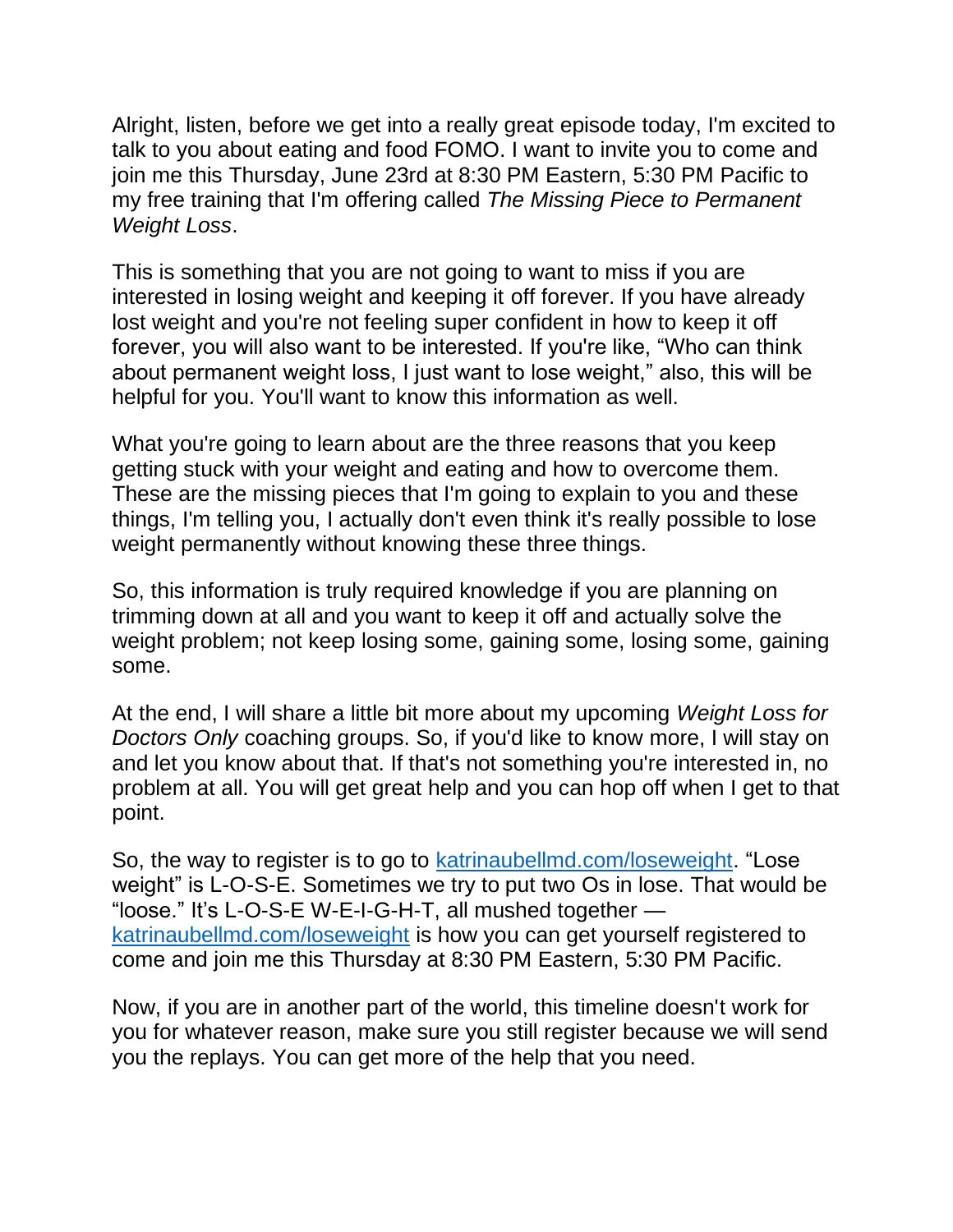Alright, listen, before we get into a really great episode today, I'm excited to talk to you about eating and food FOMO. I want to invite you to come and join me this Thursday, June 23rd at 8:30 PM Eastern, 5:30 PM Pacific to my free training that I'm offering called *The Missing Piece to Permanent Weight Loss*.

This is something that you are not going to want to miss if you are interested in losing weight and keeping it off forever. If you have already lost weight and you're not feeling super confident in how to keep it off forever, you will also want to be interested. If you're like, "Who can think about permanent weight loss, I just want to lose weight," also, this will be helpful for you. You'll want to know this information as well.

What you're going to learn about are the three reasons that you keep getting stuck with your weight and eating and how to overcome them. These are the missing pieces that I'm going to explain to you and these things, I'm telling you, I actually don't even think it's really possible to lose weight permanently without knowing these three things.

So, this information is truly required knowledge if you are planning on trimming down at all and you want to keep it off and actually solve the weight problem; not keep losing some, gaining some, losing some, gaining some.

At the end, I will share a little bit more about my upcoming *Weight Loss for Doctors Only* coaching groups. So, if you'd like to know more, I will stay on and let you know about that. If that's not something you're interested in, no problem at all. You will get great help and you can hop off when I get to that point.

So, the way to register is to go to [katrinaubellmd.com/loseweight](katrinaubellmd.com/loseweight). "Lose weight" is L-O-S-E. Sometimes we try to put two Os in lose. That would be "loose." It's L-O-S-E W-E-I-G-H-T, all mushed together — [katrinaubellmd.com/loseweight](katrinaubellmd.com/loseweight) is how you can get yourself registered to come and join me this Thursday at 8:30 PM Eastern, 5:30 PM Pacific.

Now, if you are in another part of the world, this timeline doesn't work for you for whatever reason, make sure you still register because we will send you the replays. You can get more of the help that you need.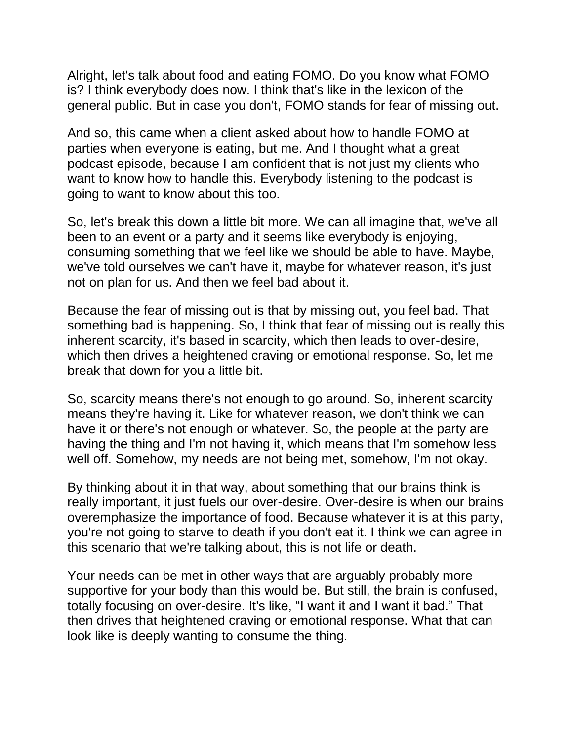Alright, let's talk about food and eating FOMO. Do you know what FOMO is? I think everybody does now. I think that's like in the lexicon of the general public. But in case you don't, FOMO stands for fear of missing out.

And so, this came when a client asked about how to handle FOMO at parties when everyone is eating, but me. And I thought what a great podcast episode, because I am confident that is not just my clients who want to know how to handle this. Everybody listening to the podcast is going to want to know about this too.

So, let's break this down a little bit more. We can all imagine that, we've all been to an event or a party and it seems like everybody is enjoying, consuming something that we feel like we should be able to have. Maybe, we've told ourselves we can't have it, maybe for whatever reason, it's just not on plan for us. And then we feel bad about it.

Because the fear of missing out is that by missing out, you feel bad. That something bad is happening. So, I think that fear of missing out is really this inherent scarcity, it's based in scarcity, which then leads to over-desire, which then drives a heightened craving or emotional response. So, let me break that down for you a little bit.

So, scarcity means there's not enough to go around. So, inherent scarcity means they're having it. Like for whatever reason, we don't think we can have it or there's not enough or whatever. So, the people at the party are having the thing and I'm not having it, which means that I'm somehow less well off. Somehow, my needs are not being met, somehow, I'm not okay.

By thinking about it in that way, about something that our brains think is really important, it just fuels our over-desire. Over-desire is when our brains overemphasize the importance of food. Because whatever it is at this party, you're not going to starve to death if you don't eat it. I think we can agree in this scenario that we're talking about, this is not life or death.

Your needs can be met in other ways that are arguably probably more supportive for your body than this would be. But still, the brain is confused, totally focusing on over-desire. It's like, "I want it and I want it bad." That then drives that heightened craving or emotional response. What that can look like is deeply wanting to consume the thing.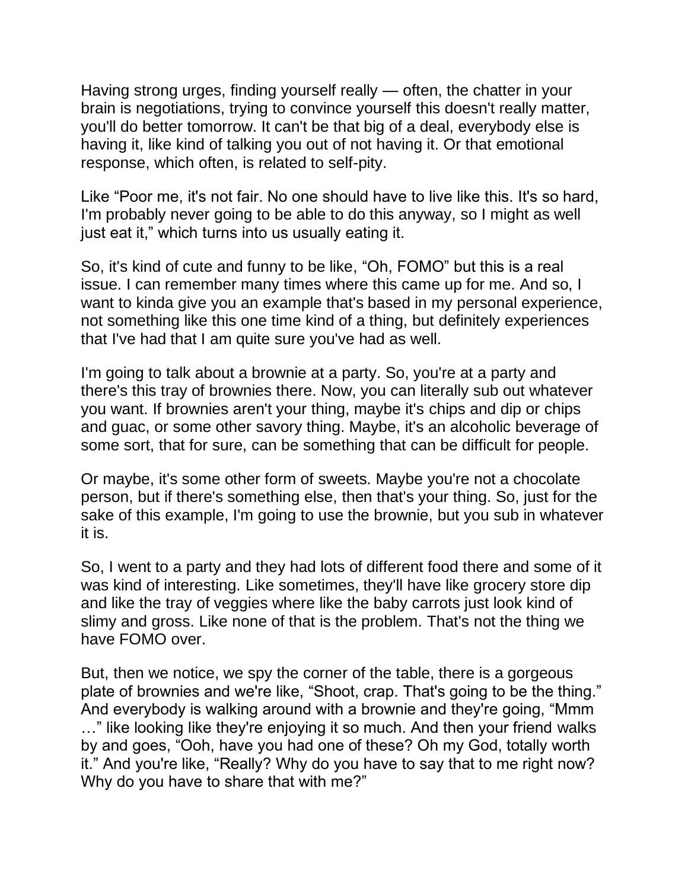Having strong urges, finding yourself really — often, the chatter in your brain is negotiations, trying to convince yourself this doesn't really matter, you'll do better tomorrow. It can't be that big of a deal, everybody else is having it, like kind of talking you out of not having it. Or that emotional response, which often, is related to self-pity.

Like "Poor me, it's not fair. No one should have to live like this. It's so hard, I'm probably never going to be able to do this anyway, so I might as well just eat it," which turns into us usually eating it.

So, it's kind of cute and funny to be like, "Oh, FOMO" but this is a real issue. I can remember many times where this came up for me. And so, I want to kinda give you an example that's based in my personal experience, not something like this one time kind of a thing, but definitely experiences that I've had that I am quite sure you've had as well.

I'm going to talk about a brownie at a party. So, you're at a party and there's this tray of brownies there. Now, you can literally sub out whatever you want. If brownies aren't your thing, maybe it's chips and dip or chips and guac, or some other savory thing. Maybe, it's an alcoholic beverage of some sort, that for sure, can be something that can be difficult for people.

Or maybe, it's some other form of sweets. Maybe you're not a chocolate person, but if there's something else, then that's your thing. So, just for the sake of this example, I'm going to use the brownie, but you sub in whatever it is.

So, I went to a party and they had lots of different food there and some of it was kind of interesting. Like sometimes, they'll have like grocery store dip and like the tray of veggies where like the baby carrots just look kind of slimy and gross. Like none of that is the problem. That's not the thing we have FOMO over.

But, then we notice, we spy the corner of the table, there is a gorgeous plate of brownies and we're like, "Shoot, crap. That's going to be the thing." And everybody is walking around with a brownie and they're going, "Mmm …" like looking like they're enjoying it so much. And then your friend walks by and goes, "Ooh, have you had one of these? Oh my God, totally worth it." And you're like, "Really? Why do you have to say that to me right now? Why do you have to share that with me?"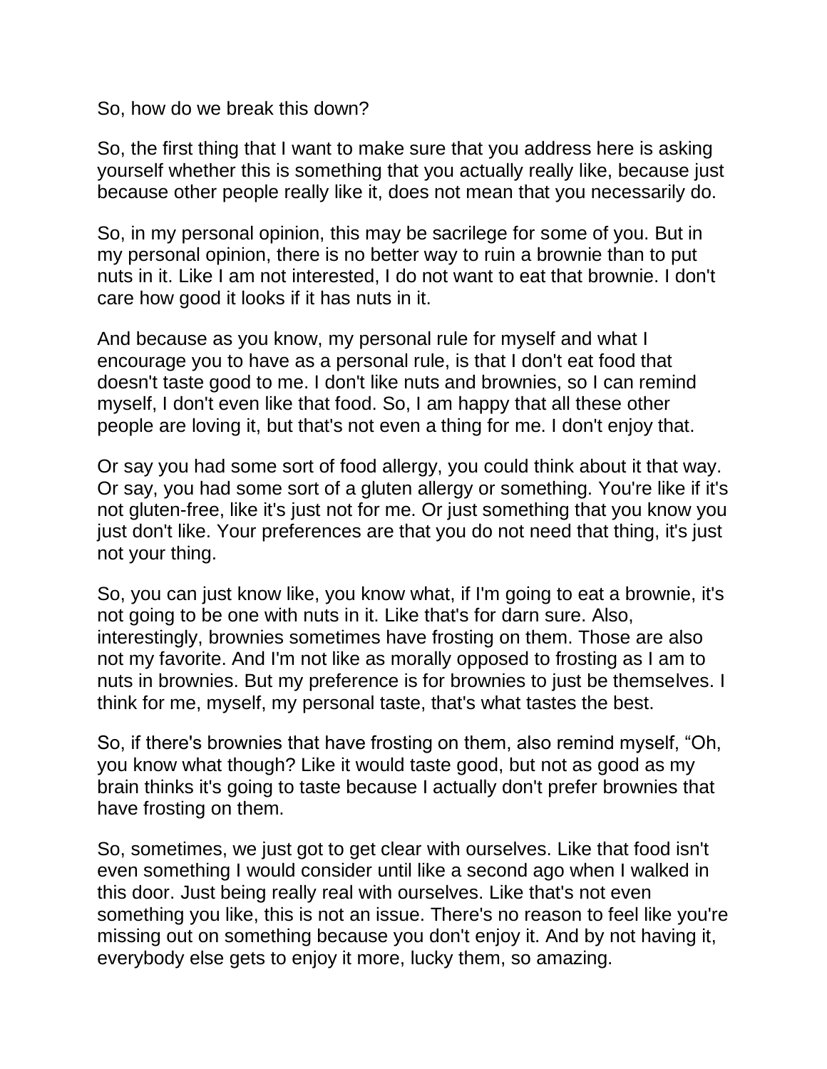So, how do we break this down?

So, the first thing that I want to make sure that you address here is asking yourself whether this is something that you actually really like, because just because other people really like it, does not mean that you necessarily do.

So, in my personal opinion, this may be sacrilege for some of you. But in my personal opinion, there is no better way to ruin a brownie than to put nuts in it. Like I am not interested, I do not want to eat that brownie. I don't care how good it looks if it has nuts in it.

And because as you know, my personal rule for myself and what I encourage you to have as a personal rule, is that I don't eat food that doesn't taste good to me. I don't like nuts and brownies, so I can remind myself, I don't even like that food. So, I am happy that all these other people are loving it, but that's not even a thing for me. I don't enjoy that.

Or say you had some sort of food allergy, you could think about it that way. Or say, you had some sort of a gluten allergy or something. You're like if it's not gluten-free, like it's just not for me. Or just something that you know you just don't like. Your preferences are that you do not need that thing, it's just not your thing.

So, you can just know like, you know what, if I'm going to eat a brownie, it's not going to be one with nuts in it. Like that's for darn sure. Also, interestingly, brownies sometimes have frosting on them. Those are also not my favorite. And I'm not like as morally opposed to frosting as I am to nuts in brownies. But my preference is for brownies to just be themselves. I think for me, myself, my personal taste, that's what tastes the best.

So, if there's brownies that have frosting on them, also remind myself, "Oh, you know what though? Like it would taste good, but not as good as my brain thinks it's going to taste because I actually don't prefer brownies that have frosting on them.

So, sometimes, we just got to get clear with ourselves. Like that food isn't even something I would consider until like a second ago when I walked in this door. Just being really real with ourselves. Like that's not even something you like, this is not an issue. There's no reason to feel like you're missing out on something because you don't enjoy it. And by not having it, everybody else gets to enjoy it more, lucky them, so amazing.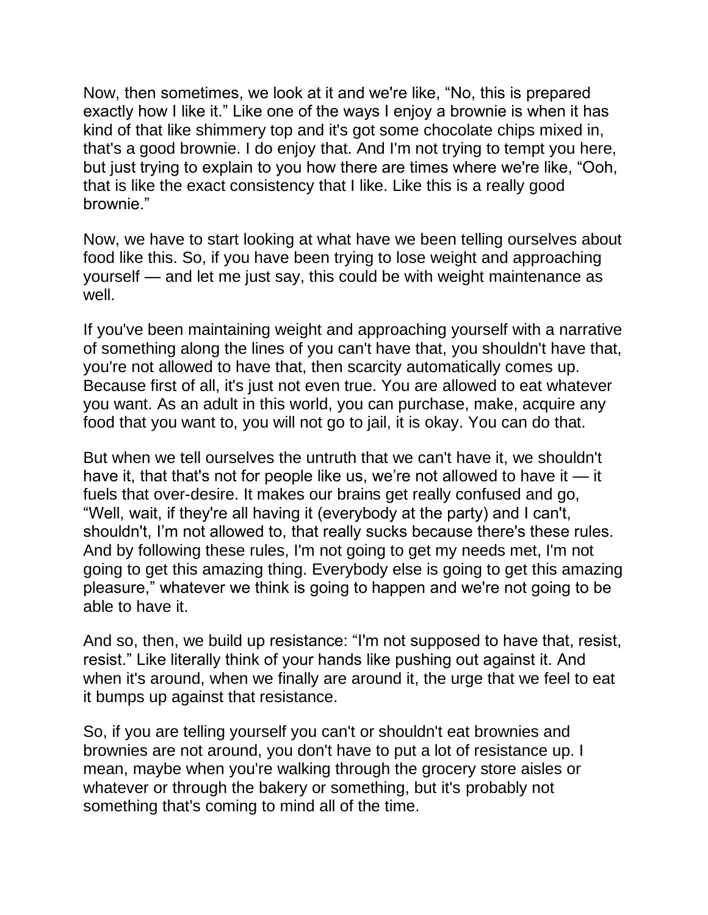Now, then sometimes, we look at it and we're like, "No, this is prepared exactly how I like it." Like one of the ways I enjoy a brownie is when it has kind of that like shimmery top and it's got some chocolate chips mixed in, that's a good brownie. I do enjoy that. And I'm not trying to tempt you here, but just trying to explain to you how there are times where we're like, "Ooh, that is like the exact consistency that I like. Like this is a really good brownie."

Now, we have to start looking at what have we been telling ourselves about food like this. So, if you have been trying to lose weight and approaching yourself — and let me just say, this could be with weight maintenance as well.

If you've been maintaining weight and approaching yourself with a narrative of something along the lines of you can't have that, you shouldn't have that, you're not allowed to have that, then scarcity automatically comes up. Because first of all, it's just not even true. You are allowed to eat whatever you want. As an adult in this world, you can purchase, make, acquire any food that you want to, you will not go to jail, it is okay. You can do that.

But when we tell ourselves the untruth that we can't have it, we shouldn't have it, that that's not for people like us, we're not allowed to have it — it fuels that over-desire. It makes our brains get really confused and go, "Well, wait, if they're all having it (everybody at the party) and I can't, shouldn't, I'm not allowed to, that really sucks because there's these rules. And by following these rules, I'm not going to get my needs met, I'm not going to get this amazing thing. Everybody else is going to get this amazing pleasure," whatever we think is going to happen and we're not going to be able to have it.

And so, then, we build up resistance: "I'm not supposed to have that, resist, resist." Like literally think of your hands like pushing out against it. And when it's around, when we finally are around it, the urge that we feel to eat it bumps up against that resistance.

So, if you are telling yourself you can't or shouldn't eat brownies and brownies are not around, you don't have to put a lot of resistance up. I mean, maybe when you're walking through the grocery store aisles or whatever or through the bakery or something, but it's probably not something that's coming to mind all of the time.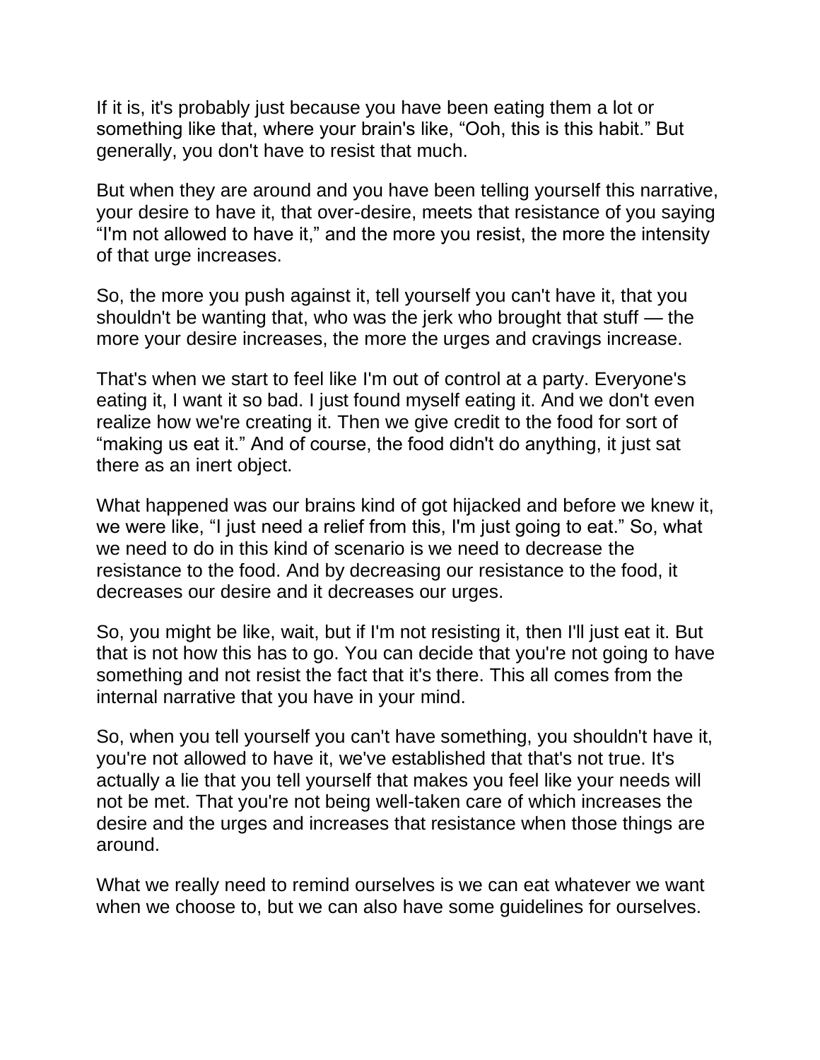If it is, it's probably just because you have been eating them a lot or something like that, where your brain's like, "Ooh, this is this habit." But generally, you don't have to resist that much.

But when they are around and you have been telling yourself this narrative, your desire to have it, that over-desire, meets that resistance of you saying "I'm not allowed to have it," and the more you resist, the more the intensity of that urge increases.

So, the more you push against it, tell yourself you can't have it, that you shouldn't be wanting that, who was the jerk who brought that stuff — the more your desire increases, the more the urges and cravings increase.

That's when we start to feel like I'm out of control at a party. Everyone's eating it, I want it so bad. I just found myself eating it. And we don't even realize how we're creating it. Then we give credit to the food for sort of "making us eat it." And of course, the food didn't do anything, it just sat there as an inert object.

What happened was our brains kind of got hijacked and before we knew it, we were like, "I just need a relief from this, I'm just going to eat." So, what we need to do in this kind of scenario is we need to decrease the resistance to the food. And by decreasing our resistance to the food, it decreases our desire and it decreases our urges.

So, you might be like, wait, but if I'm not resisting it, then I'll just eat it. But that is not how this has to go. You can decide that you're not going to have something and not resist the fact that it's there. This all comes from the internal narrative that you have in your mind.

So, when you tell yourself you can't have something, you shouldn't have it, you're not allowed to have it, we've established that that's not true. It's actually a lie that you tell yourself that makes you feel like your needs will not be met. That you're not being well-taken care of which increases the desire and the urges and increases that resistance when those things are around.

What we really need to remind ourselves is we can eat whatever we want when we choose to, but we can also have some guidelines for ourselves.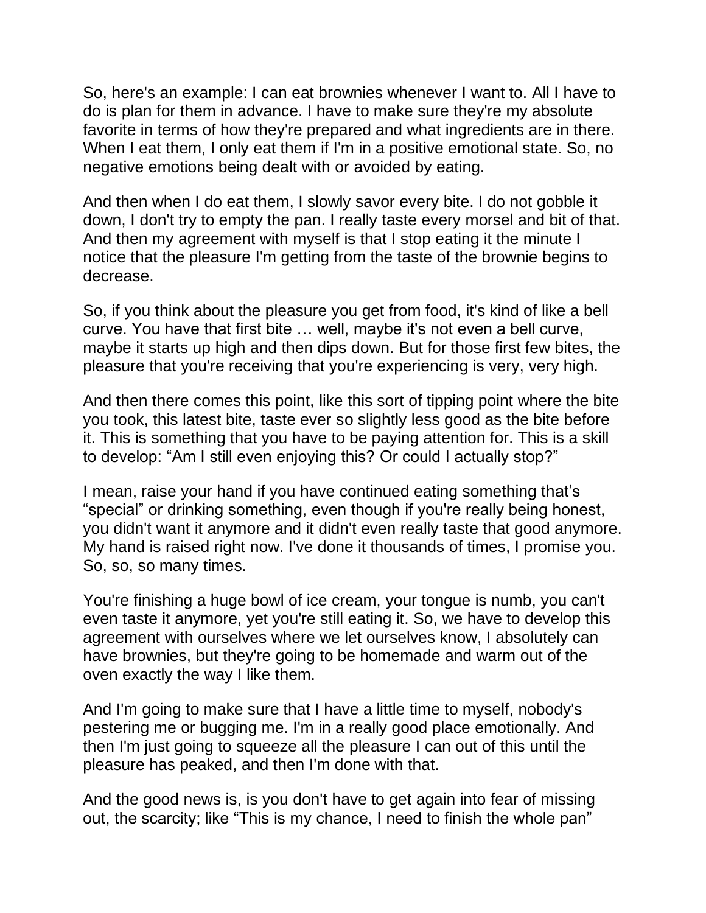So, here's an example: I can eat brownies whenever I want to. All I have to do is plan for them in advance. I have to make sure they're my absolute favorite in terms of how they're prepared and what ingredients are in there. When I eat them, I only eat them if I'm in a positive emotional state. So, no negative emotions being dealt with or avoided by eating.

And then when I do eat them, I slowly savor every bite. I do not gobble it down, I don't try to empty the pan. I really taste every morsel and bit of that. And then my agreement with myself is that I stop eating it the minute I notice that the pleasure I'm getting from the taste of the brownie begins to decrease.

So, if you think about the pleasure you get from food, it's kind of like a bell curve. You have that first bite … well, maybe it's not even a bell curve, maybe it starts up high and then dips down. But for those first few bites, the pleasure that you're receiving that you're experiencing is very, very high.

And then there comes this point, like this sort of tipping point where the bite you took, this latest bite, taste ever so slightly less good as the bite before it. This is something that you have to be paying attention for. This is a skill to develop: "Am I still even enjoying this? Or could I actually stop?"

I mean, raise your hand if you have continued eating something that's "special" or drinking something, even though if you're really being honest, you didn't want it anymore and it didn't even really taste that good anymore. My hand is raised right now. I've done it thousands of times, I promise you. So, so, so many times.

You're finishing a huge bowl of ice cream, your tongue is numb, you can't even taste it anymore, yet you're still eating it. So, we have to develop this agreement with ourselves where we let ourselves know, I absolutely can have brownies, but they're going to be homemade and warm out of the oven exactly the way I like them.

And I'm going to make sure that I have a little time to myself, nobody's pestering me or bugging me. I'm in a really good place emotionally. And then I'm just going to squeeze all the pleasure I can out of this until the pleasure has peaked, and then I'm done with that.

And the good news is, is you don't have to get again into fear of missing out, the scarcity; like "This is my chance, I need to finish the whole pan"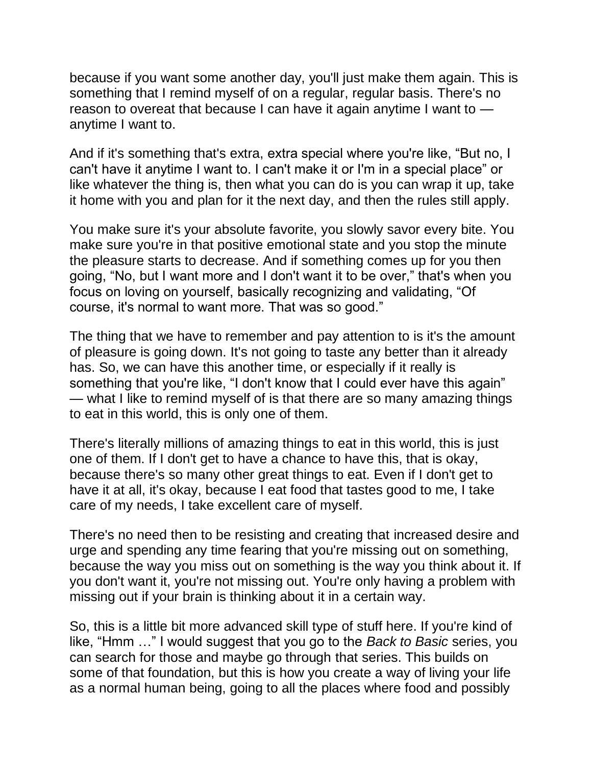because if you want some another day, you'll just make them again. This is something that I remind myself of on a regular, regular basis. There's no reason to overeat that because I can have it again anytime I want to — anytime I want to.

And if it's something that's extra, extra special where you're like, "But no, I can't have it anytime I want to. I can't make it or I'm in a special place" or like whatever the thing is, then what you can do is you can wrap it up, take it home with you and plan for it the next day, and then the rules still apply.

You make sure it's your absolute favorite, you slowly savor every bite. You make sure you're in that positive emotional state and you stop the minute the pleasure starts to decrease. And if something comes up for you then going, "No, but I want more and I don't want it to be over," that's when you focus on loving on yourself, basically recognizing and validating, "Of course, it's normal to want more. That was so good."

The thing that we have to remember and pay attention to is it's the amount of pleasure is going down. It's not going to taste any better than it already has. So, we can have this another time, or especially if it really is something that you're like, "I don't know that I could ever have this again" — what I like to remind myself of is that there are so many amazing things to eat in this world, this is only one of them.

There's literally millions of amazing things to eat in this world, this is just one of them. If I don't get to have a chance to have this, that is okay, because there's so many other great things to eat. Even if I don't get to have it at all, it's okay, because I eat food that tastes good to me, I take care of my needs, I take excellent care of myself.

There's no need then to be resisting and creating that increased desire and urge and spending any time fearing that you're missing out on something, because the way you miss out on something is the way you think about it. If you don't want it, you're not missing out. You're only having a problem with missing out if your brain is thinking about it in a certain way.

So, this is a little bit more advanced skill type of stuff here. If you're kind of like, "Hmm …" I would suggest that you go to the *Back to Basic* series, you can search for those and maybe go through that series. This builds on some of that foundation, but this is how you create a way of living your life as a normal human being, going to all the places where food and possibly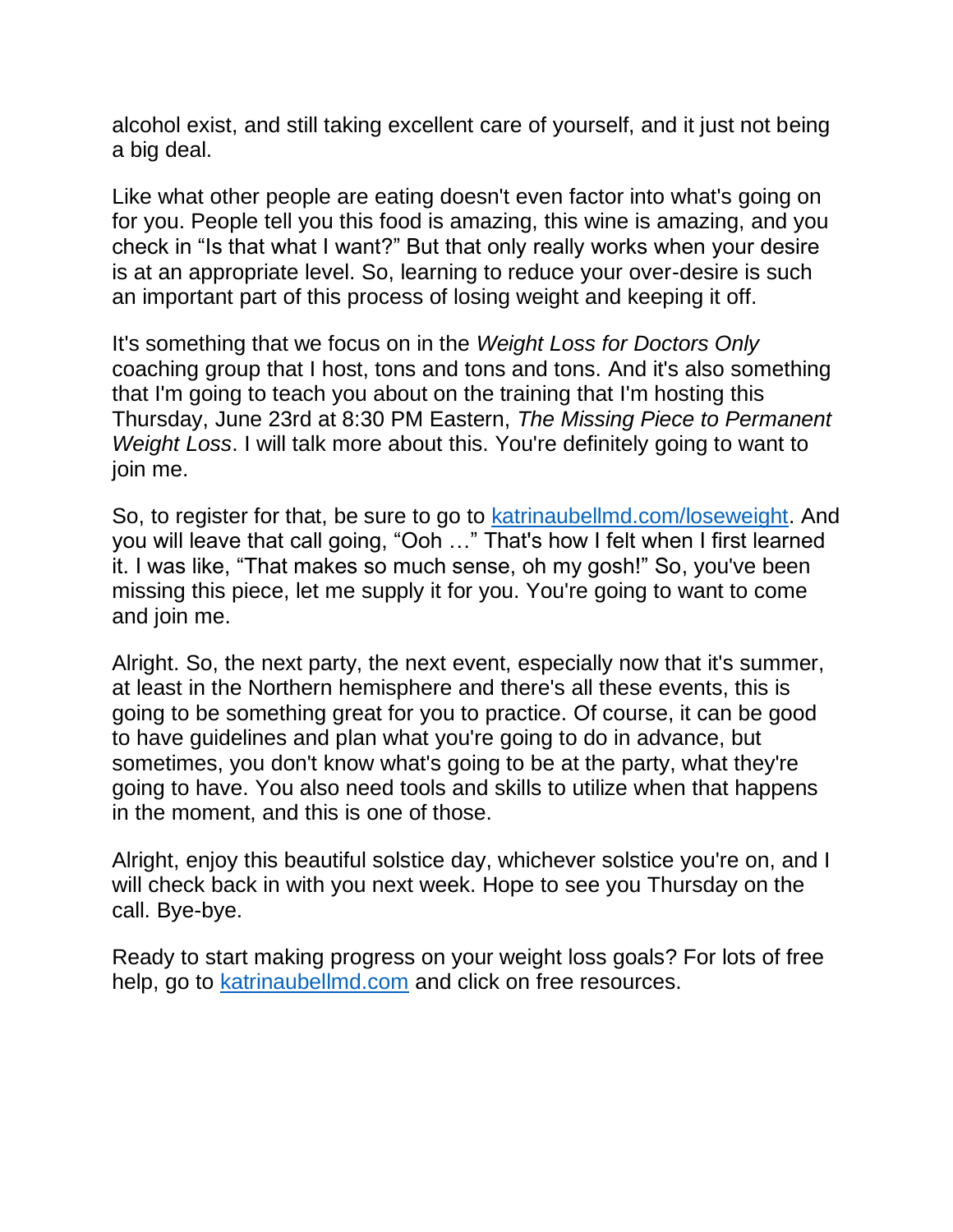alcohol exist, and still taking excellent care of yourself, and it just not being a big deal.

Like what other people are eating doesn't even factor into what's going on for you. People tell you this food is amazing, this wine is amazing, and you check in "Is that what I want?" But that only really works when your desire is at an appropriate level. So, learning to reduce your over-desire is such an important part of this process of losing weight and keeping it off.

It's something that we focus on in the *Weight Loss for Doctors Only* coaching group that I host, tons and tons and tons. And it's also something that I'm going to teach you about on the training that I'm hosting this Thursday, June 23rd at 8:30 PM Eastern, *The Missing Piece to Permanent Weight Loss*. I will talk more about this. You're definitely going to want to join me.

So, to register for that, be sure to go to [katrinaubellmd.com/loseweight](katrinaubellmd.com/loseweight). And you will leave that call going, "Ooh …" That's how I felt when I first learned it. I was like, "That makes so much sense, oh my gosh!" So, you've been missing this piece, let me supply it for you. You're going to want to come and join me.

Alright. So, the next party, the next event, especially now that it's summer, at least in the Northern hemisphere and there's all these events, this is going to be something great for you to practice. Of course, it can be good to have guidelines and plan what you're going to do in advance, but sometimes, you don't know what's going to be at the party, what they're going to have. You also need tools and skills to utilize when that happens in the moment, and this is one of those.

Alright, enjoy this beautiful solstice day, whichever solstice you're on, and I will check back in with you next week. Hope to see you Thursday on the call. Bye-bye.

Ready to start making progress on your weight loss goals? For lots of free help, go to [katrinaubellmd.com](katrinaubellmd.com) and click on free resources.